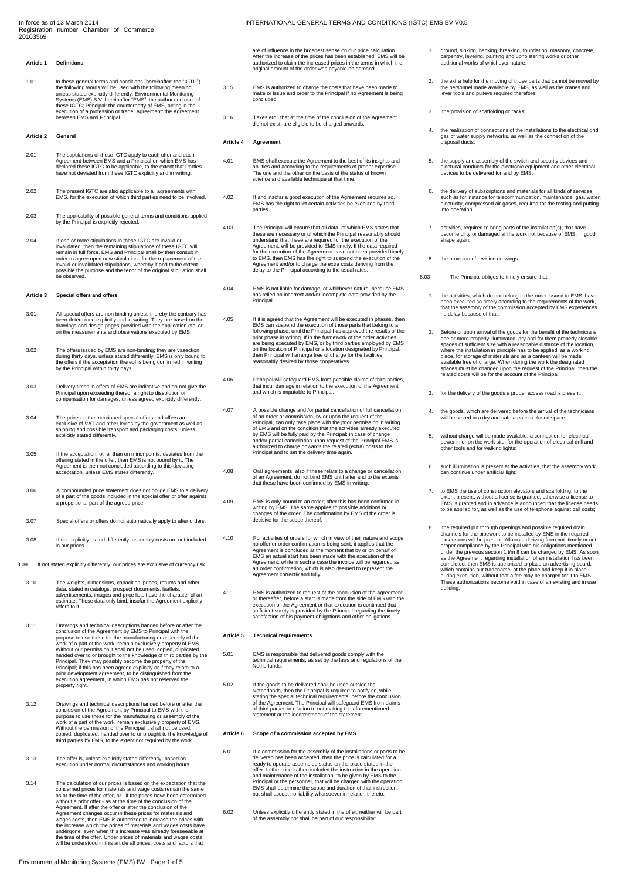In force as of 13 March 2014
Registration number Chamber of Commerce 20103569

# INTERNATIONAL GENERAL TERMS AND CONDITIONS (IGTC) EMS BV V0.5

## Article 1 Definitions

1.01 In these general terms and conditions (hereinafter: the "IGTC") the following words will be used with the following meaning, unless stated explicitly differently: Environmental Monitoring Systems (EMS) B.V. hereinafter "EMS": the author and user of these IGTC; Principal: the counterparty of EMS, acting in the execution of a profession or trade; Agreement: the Agreement between EMS and Principal.

## Article 2 General

2.01 The stipulations of these IGTC apply to each offer and each Agreement between EMS and a Principal on which EMS has declared these IGTC to be applicable, to the extent that Parties have not deviated from these IGTC explicitly and in writing.

2.02 The present IGTC are also applicable to all agreements with EMS, for the execution of which third parties need to be involved.

2.03 The applicability of possible general terms and conditions applied by the Principal is explicitly rejected.

2.04 If one or more stipulations in these IGTC are invalid or invalidated, then the remaining stipulations of these IGTC will remain in full force. EMS and Principal shall by then consult in order to agree upon new stipulations for the replacement of the invalid or invalidated stipulations, whereby if and to the extent possible the purpose and the tenor of the original stipulation shall be observed.

## Article 3 Special offers and offers

3.01 All special offers are non-binding unless thereby the contrary has been determined explicitly and in writing. They are based on the drawings and design pages provided with the application etc. or on the measurements and observations executed by EMS.

3.02 The offers issued by EMS are non-binding; they are vasection during thirty days, unless stated differently. EMS is only bound to the offers if the acceptation thereof is being confirmed in writing by the Principal within thirty days.

3.03 Delivery times in offers of EMS are indicative and do not give the Principal upon exceeding thereof a right to dissolution or compensation for damages, unless agreed explicitly differently.

3.04 The prices in the mentioned special offers and offers are exclusive of VAT and other levies by the government as well as shipping and possible transport and packaging costs, unless explicitly stated differently.

3.05 If the acceptation, other than on minor points, deviates from the offering stated in the offer, then EMS is not bound by it. The Agreement is then not concluded according to this deviating acceptation, unless EMS states differently.

3.06 A compounded price statement does not oblige EMS to a delivery of a part of the goods included in the special offer or offer against a proportional part of the agreed price.

3.07 Special offers or offers do not automatically apply to after orders.

3.08 If not explicitly stated differently, assembly costs are not included in our prices.

3.09 If not stated explicitly differently, our prices are exclusive of currency risk.

3.10 The weights, dimensions, capacities, prices, returns and other data, stated in catalogs, prospect documents, leaflets, advertisements, images and price lists have the character of an estimate. These data only bind, insofar the Agreement explicitly refers to it.

3.11 Drawings and technical descriptions handed before or after the conclusion of the Agreement by EMS to Principal with the purpose to use these for the manufacturing or assembly of the work of a part of the work, remain exclusively property of EMS. Without our permission it shall not be used, copied, duplicated, handed over to or brought to the knowledge of third parties by the Principal. They may possibly become the property of the Principal; if this has been agreed explicitly or if they relate to a prior development agreement, to be distinguished from the execution agreement, in which EMS has not reserved the property right.

3.12 Drawings and technical descriptions handed before or after the conclusion of the Agreement by Principal to EMS with the purpose to use these for the manufacturing or assembly of the work of a part of the work, remain exclusively property of EMS. Without the permission of the Principal it shall not be used, copied, duplicated, handed over to or brought to the knowledge of third parties by EMS, to the extent not required by the work.

3.13 The offer is, unless explicitly stated differently, based on execution under normal circumstances and working hours.

3.14 The calculation of our prices is based on the expectation that the concerned prices for materials and wage costs remain the same as at the time of the offer, or - if the prices have been determined without a prior offer - as at the time of the conclusion of the Agreement. If after the offer or after the conclusion of the Agreement changes occur in these prices for materials and wages costs, then EMS is authorized to increase the prices with the increase which the prices of materials and wages costs have undergone, even when this increase was already foreseeable at the time of the offer. Under prices of materials and wages costs will be understood in this article all prices, costs and factors that are of influence in the broadest sense on our price calculation. After the increase of the prices has been established, EMS will be authorized to claim the increased prices in the terms in which the original amount of the order was payable on demand.

3.15 EMS is authorized to charge the costs that have been made to make or issue and order to the Principal if no Agreement is being concluded.

3.16 Taxes etc., that at the time of the conclusion of the Agreement did not exist, are eligible to be charged onwards.

## Article 4 Agreement

4.01 EMS shall execute the Agreement to the best of its insights and abilities and according to the requirements of proper expertise. The one and the other on the basis of the status of known science and available technique at that time.

4.02 If and insofar a good execution of the Agreement requires so, EMS has the right to let certain activities be executed by third parties .

4.03 The Principal will ensure that all data, of which EMS states that these are necessary or of which the Principal reasonably should understand that these are required for the execution of the Agreement, will be provided to EMS timely. If the data required for the execution of the Agreement have not been provided timely to EMS, then EMS has the right to suspend the execution of the Agreement and/or to charge the extra costs deriving from the delay to the Principal according to the usual rates.

4.04 EMS is not liable for damage, of whichever nature, because EMS has relied on incorrect and/or incomplete data provided by the Principal.

4.05 If it is agreed that the Agreement will be executed in phases, then EMS can suspend the execution of those parts that belong to a following phase, until the Principal has approved the results of the prior phase in writing. If in the framework of the order activities are being executed by EMS, or by third parties employed by EMS on the location of Principal or a location designated by Principal, then Principal will arrange free of charge for the facilities reasonably desired by those cooperatives.

4.06 Principal will safeguard EMS from possible claims of third parties, that incur damage in relation to the execution of the Agreement and which is imputable to Principal.

4.07 A possible change and /or partial cancellation of full cancellation of an order or commission, by or upon the request of the Principal, can only take place with the prior permission in writing of EMS and on the condition that the activities already executed by EMS will be fully paid by the Principal; in case of change and/or partial cancellation upon request of the Principal EMS is authorized to charge onwards the related (extra) costs to the Principal and to set the delivery time again.

4.08 Oral agreements, also if these relate to a change or cancellation of an Agreement, do not bind EMS until after and to the extents that these have been confirmed by EMS in writing.

4.09 EMS is only bound to an order, after this has been confirmed in writing by EMS. The same applies to possible additions or changes of the order. The confirmation by EMS of the order is decisive for the scope thereof.

4.10 For activities of orders for which in view of their nature and scope no offer or order confirmation is being sent, it applies that the Agreement is concluded at the moment that by or on behalf of EMS an actual start has been made with the execution of the Agreement, while in such a case the invoice will be regarded as an order confirmation, which is also deemed to represent the Agreement correctly and fully.

4.11 EMS is authorized to request at the conclusion of the Agreement or thereafter, before a start is made from the side of EMS with the execution of the Agreement or that execution is continued that sufficient surety is provided by the Principal regarding the timely satisfaction of his payment obligations and other obligations.

## Article 5 Technical requirements

5.01 EMS is responsible that delivered goods comply with the technical requirements, as set by the laws and regulations of the Netherlands.

5.02 If the goods to be delivered shall be used outside the Netherlands, then the Principal is required to notify so, while stating the special technical requirements, before the conclusion of the Agreement. The Principal will safeguard EMS from claims of third parties in relation to not making the aforementioned statement or the incorrectness of the statement.

## Article 6 Scope of a commission accepted by EMS

6.01 If a commission for the assembly of the installations or parts to be delivered has been accepted, then the price is calculated for a ready to operate assembled status on the place stated in the offer. In the price is then included the instruction in the operation and maintenance of the installation, to be given by EMS to the Principal or the personnel, that will be charged with the operation. EMS shall determine the scope and duration of that instruction, but shall accept no liability whatsoever in relation thereto.

6.02 Unless explicitly differently stated in the offer, neither will be part of the assembly nor shall be part of our responsibility:

1. ground, sinking, hacking, breaking, foundation, masonry, concrete, carpentry, leveling, painting and upholstering works or other additional works of whichever nature;
2. the extra help for the moving of those parts that cannot be moved by the personnel made available by EMS, as well as the cranes and lever tools and pulleys required therefore;
3. the provision of scaffolding or racks;
4. the realization of connections of the installations to the electrical grid, gas of water supply networks, as well as the connection of the disposal ducts:
5. the supply and assembly of the switch and security devices and electrical conducts for the electronic equipment and other electrical devices to be delivered for and by EMS;
6. the delivery of subscriptions and materials for all kinds of services such as for instance for telecommunication, maintenance, gas, water, electricity, compressed air gases, required for the testing and putting into operation;
7. activities, required to bring parts of the installation(s), that have become dirty or damaged at the work not because of EMS, in good shape again;
8. the provision of revision drawings.

6.03 The Principal obliges to timely ensure that:

1. the activities, which do not belong to the order issued to EMS, have been executed so timely according to the requirements of the work, that the assembly of the commission accepted by EMS experiences no delay because of that;
2. Before or upon arrival of the goods for the benefit of the technicians one or more properly illuminated, dry and for them properly closable spaces of sufficient size with a reasonable distance of the location, where the installation in principle has to be applied, as a working place, for storage of materials and as a canteen will be made available free of charge. When during the work the designated spaces must be changed upon the request of the Principal, then the related costs will be for the account of the Principal;
3. for the delivery of the goods a proper access road is present;
4. the goods, which are delivered before the arrival of the technicians will be stored in a dry and safe area in a closed space;
5. without charge will be made available: a connection for electrical power in or on the work site, for the operation of electrical drill and other tools and for walking lights;
6. such illumination is present at the activities, that the assembly work can continue under artificial light;
7. to EMS the use of construction elevators and scaffolding, to the extent present, without a license is granted, otherwise a license to EMS is granted and in advance is announced that the license needs to be applied for, as well as the use of telephone against call costs;
8. the required put through openings and possible required drain channels for the pipework to be installed by EMS in the required dimensions will be present. All costs deriving from not -timely or not - proper compliance by the Principal with his obligations mentioned under the previous section 1 t/m 8 can be charged by EMS. As soon as the Agreement regarding installation of an installation has been completed, then EMS is authorized to place an advertising board, which contains our tradename, at the place and keep it in place during execution, without that a fee may be charged for it to EMS. These authorizations become void in case of an existing and in use building.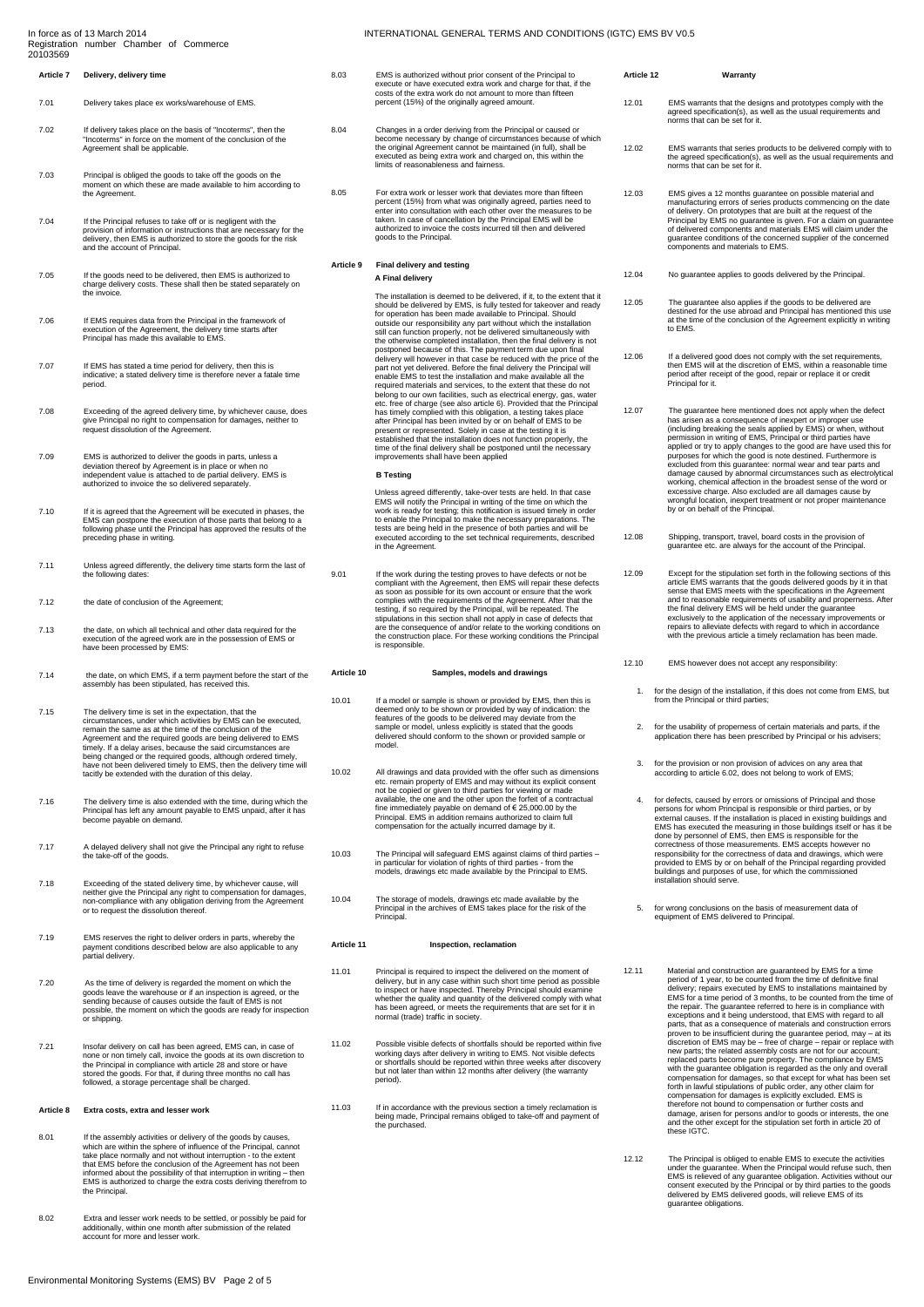## Article 7 Delivery, delivery time

7.01 Delivery takes place ex works/warehouse of EMS.

7.02 If delivery takes place on the basis of "Incoterms", then the "Incoterms" in force on the moment of the conclusion of the Agreement shall be applicable.

7.03 Principal is obliged the goods to take off the goods on the moment on which these are made available to him according to the Agreement.

7.04 If the Principal refuses to take off or is negligent with the provision of information or instructions that are necessary for the delivery, then EMS is authorized to store the goods for the risk and the account of Principal.

7.05 If the goods need to be delivered, then EMS is authorized to charge delivery costs. These shall then be stated separately on the invoice.

7.06 If EMS requires data from the Principal in the framework of execution of the Agreement, the delivery time starts after Principal has made this available to EMS.

7.07 If EMS has stated a time period for delivery, then this is indicative; a stated delivery time is therefore never a fatale time period.

7.08 Exceeding of the agreed delivery time, by whichever cause, does give Principal no right to compensation for damages, neither to request dissolution of the Agreement.

7.09 EMS is authorized to deliver the goods in parts, unless a deviation thereof by Agreement is in place or when no independent value is attached to de partial delivery. EMS is authorized to invoice the so delivered separately.

7.10 If it is agreed that the Agreement will be executed in phases, the EMS can postpone the execution of those parts that belong to a following phase until the Principal has approved the results of the preceding phase in writing.

7.11 Unless agreed differently, the delivery time starts form the last of the following dates:

7.12 the date of conclusion of the Agreement;

7.13 the date, on which all technical and other data required for the execution of the agreed work are in the possession of EMS or have been processed by EMS:

7.14 the date, on which EMS, if a term payment before the start of the assembly has been stipulated, has received this.

7.15 The delivery time is set in the expectation, that the circumstances, under which activities by EMS can be executed, remain the same as at the time of the conclusion of the Agreement and the required goods are being delivered to EMS timely. If a delay arises, because the said circumstances are being changed or the required goods, although ordered timely, have not been delivered timely to EMS, then the delivery time will tacitly be extended with the duration of this delay.

7.16 The delivery time is also extended with the time, during which the Principal has left any amount payable to EMS unpaid, after it has become payable on demand.

7.17 A delayed delivery shall not give the Principal any right to refuse the take-off of the goods.

7.18 Exceeding of the stated delivery time, by whichever cause, will neither give the Principal any right to compensation for damages, non-compliance with any obligation deriving from the Agreement or to request the dissolution thereof.

7.19 EMS reserves the right to deliver orders in parts, whereby the payment conditions described below are also applicable to any partial delivery.

7.20 As the time of delivery is regarded the moment on which the goods leave the warehouse or if an inspection is agreed, or the sending because of causes outside the fault of EMS is not possible, the moment on which the goods are ready for inspection or shipping.

7.21 Insofar delivery on call has been agreed, EMS can, in case of none or not timely call, invoice the goods at its own discretion to the Principal in compliance with article 28 and store or have stored the goods. For that, if during three months no call has followed, a storage percentage shall be charged.

## Article 8 Extra costs, extra and lesser work

8.01 If the assembly activities or delivery of the goods by causes, which are within the sphere of influence of the Principal, cannot take place normally and not without interruption - to the extent that EMS before the conclusion of the Agreement has not been informed about the possibility of that interruption in writing – then EMS is authorized to charge the extra costs deriving therefrom to the Principal.

8.02 Extra and lesser work needs to be settled, or possibly be paid for additionally, within one month after submission of the related account for more and lesser work.

8.03 EMS is authorized without prior consent of the Principal to execute or have executed extra work and charge for that, if the costs of the extra work do not amount to more than fifteen percent (15%) of the originally agreed amount.

8.04 Changes in a order deriving from the Principal or caused or become necessary by change of circumstances because of which the original Agreement cannot be maintained (in full), shall be executed as being extra work and charged on, this within the limits of reasonableness and fairness.

8.05 For extra work or lesser work that deviates more than fifteen percent (15%) from what was originally agreed, parties need to enter into consultation with each other over the measures to be taken. In case of cancellation by the Principal EMS will be authorized to invoice the costs incurred till then and delivered goods to the Principal.

## Article 9 Final delivery and testing

### A Final delivery

The installation is deemed to be delivered, if it, to the extent that it should be delivered by EMS, is fully tested for takeover and ready for operation has been made available to Principal. Should outside our responsibility any part without which the installation still can function properly, not be delivered simultaneously with the otherwise completed installation, then the final delivery is not postponed because of this. The payment term due upon final delivery will however in that case be reduced with the price of the part not yet delivered. Before the final delivery the Principal will enable EMS to test the installation and make available all the required materials and services, to the extent that these do not belong to our own facilities, such as electrical energy, gas, water etc. free of charge (see also article 6). Provided that the Principal has timely complied with this obligation, a testing takes place after Principal has been invited by or on behalf of EMS to be present or represented. Solely in case at the testing it is established that the installation does not function properly, the time of the final delivery shall be postponed until the necessary improvements shall have been applied

### B Testing

Unless agreed differently, take-over tests are held. In that case EMS will notify the Principal in writing of the time on which the work is ready for testing; this notification is issued timely in order to enable the Principal to make the necessary preparations. The tests are being held in the presence of both parties and will be executed according to the set technical requirements, described in the Agreement.

9.01 If the work during the testing proves to have defects or not be compliant with the Agreement, then EMS will repair these defects as soon as possible for its own account or ensure that the work complies with the requirements of the Agreement. After that the testing, if so required by the Principal, will be repeated. The stipulations in this section shall not apply in case of defects that are the consequence of and/or relate to the working conditions on the construction place. For these working conditions the Principal is responsible.

## Article 10 Samples, models and drawings

10.01 If a model or sample is shown or provided by EMS, then this is deemed only to be shown or provided by way of indication: the features of the goods to be delivered may deviate from the sample or model, unless explicitly is stated that the goods delivered should conform to the shown or provided sample or model.

10.02 All drawings and data provided with the offer such as dimensions etc. remain property of EMS and may without its explicit consent not be copied or given to third parties for viewing or made available, the one and the other upon the forfeit of a contractual fine immediately payable on demand of € 25,000.00 by the Principal. EMS in addition remains authorized to claim full compensation for the actually incurred damage by it.

10.03 The Principal will safeguard EMS against claims of third parties – in particular for violation of rights of third parties - from the models, drawings etc made available by the Principal to EMS.

10.04 The storage of models, drawings etc made available by the Principal in the archives of EMS takes place for the risk of the Principal.

## Article 11 Inspection, reclamation

11.01 Principal is required to inspect the delivered on the moment of delivery, but in any case within such short time period as possible to inspect or have inspected. Thereby Principal should examine whether the quality and quantity of the delivered comply with what has been agreed, or meets the requirements that are set for it in normal (trade) traffic in society.

11.02 Possible visible defects of shortfalls should be reported within five working days after delivery in writing to EMS. Not visible defects or shortfalls should be reported within three weeks after discovery but not later than within 12 months after delivery (the warranty period).

11.03 If in accordance with the previous section a timely reclamation is being made, Principal remains obliged to take-off and payment of the purchased.

## Article 12 Warranty

12.01 EMS warrants that the designs and prototypes comply with the agreed specification(s), as well as the usual requirements and norms that can be set for it.

12.02 EMS warrants that series products to be delivered comply with to the agreed specification(s), as well as the usual requirements and norms that can be set for it.

12.03 EMS gives a 12 months guarantee on possible material and manufacturing errors of series products commencing on the date of delivery. On prototypes that are built at the request of the Principal by EMS no guarantee is given. For a claim on guarantee of delivered components and materials EMS will claim under the guarantee conditions of the concerned supplier of the concerned components and materials to EMS.

12.04 No guarantee applies to goods delivered by the Principal.

12.05 The guarantee also applies if the goods to be delivered are destined for the use abroad and Principal has mentioned this use at the time of the conclusion of the Agreement explicitly in writing to EMS.

12.06 If a delivered good does not comply with the set requirements, then EMS will at the discretion of EMS, within a reasonable time period after receipt of the good, repair or replace it or credit Principal for it.

12.07 The guarantee here mentioned does not apply when the defect has arisen as a consequence of inexpert or improper use (including breaking the seals applied by EMS) or when, without permission in writing of EMS, Principal or third parties have applied or try to apply changes to the good are have used this for purposes for which the good is note destined. Furthermore is excluded from this guarantee: normal wear and tear parts and damage caused by abnormal circumstances such as electrolytical working, chemical affection in the broadest sense of the word or excessive charge. Also excluded are all damages cause by wrongful location, inexpert treatment or not proper maintenance by or on behalf of the Principal.

12.08 Shipping, transport, travel, board costs in the provision of guarantee etc. are always for the account of the Principal.

12.09 Except for the stipulation set forth in the following sections of this article EMS warrants that the goods delivered goods by it in that sense that EMS meets with the specifications in the Agreement and to reasonable requirements of usability and properness. After the final delivery EMS will be held under the guarantee exclusively to the application of the necessary improvements or repairs to alleviate defects with regard to which in accordance with the previous article a timely reclamation has been made.

12.10 EMS however does not accept any responsibility:

1. for the design of the installation, if this does not come from EMS, but from the Principal or third parties;
2. for the usability of properness of certain materials and parts, if the application there has been prescribed by Principal or his advisers;
3. for the provision or non provision of advices on any area that according to article 6.02, does not belong to work of EMS;
4. for defects, caused by errors or omissions of Principal and those persons for whom Principal is responsible or third parties, or by external causes. If the installation is placed in existing buildings and EMS has executed the measuring in those buildings itself or has it be done by personnel of EMS, then EMS is responsible for the correctness of those measurements. EMS accepts however no responsibility for the correctness of data and drawings, which were provided to EMS by or on behalf of the Principal regarding provided buildings and purposes of use, for which the commissioned installation should serve.
5. for wrong conclusions on the basis of measurement data of equipment of EMS delivered to Principal.

12.11 Material and construction are guaranteed by EMS for a time period of 1 year, to be counted from the time of definitive final delivery; repairs executed by EMS to installations maintained by EMS for a time period of 3 months, to be counted from the time of the repair. The guarantee referred to here is in compliance with exceptions and it being understood, that EMS with regard to all parts, that as a consequence of materials and construction errors proven to be insufficient during the guarantee period, may – at its discretion of EMS may be – free of charge – repair or replace with new parts; the related assembly costs are not for our account; replaced parts become pure property. The compliance by EMS with the guarantee obligation is regarded as the only and overall compensation for damages, so that except for what has been set forth in lawful stipulations of public order, any other claim for compensation for damages is explicitly excluded. EMS is therefore not bound to compensation or further costs and damage, arisen for persons and/or to goods or interests, the one and the other except for the stipulation set forth in article 20 of these IGTC.

12.12 The Principal is obliged to enable EMS to execute the activities under the guarantee. When the Principal would refuse such, then EMS is relieved of any guarantee obligation. Activities without our consent executed by the Principal or by third parties to the goods delivered by EMS delivered goods, will relieve EMS of its guarantee obligations.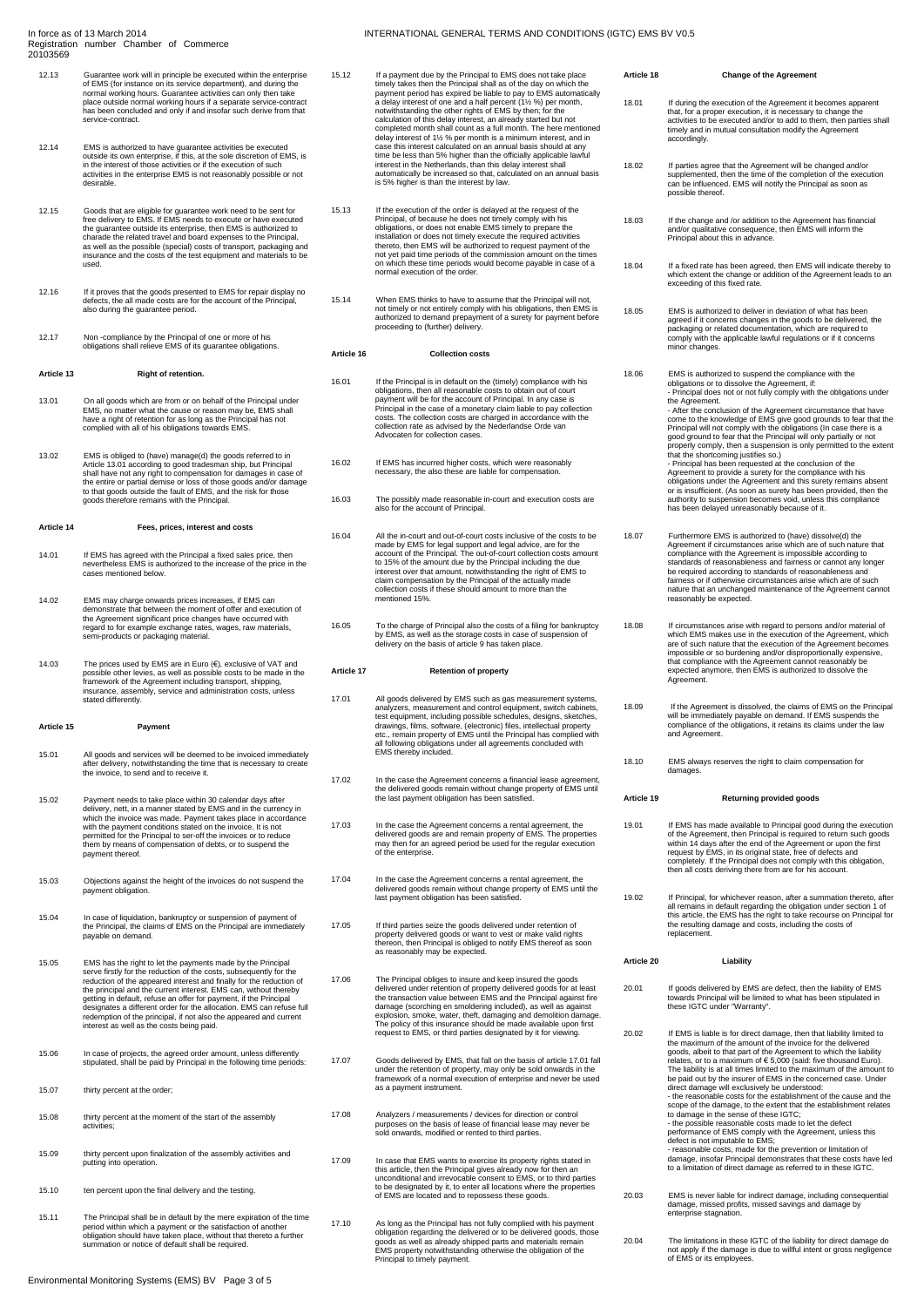12.13 Guarantee work will in principle be executed within the enterprise of EMS (for instance on its service department), and during the normal working hours. Guarantee activities can only then take place outside normal working hours if a separate service-contract has been concluded and only if and insofar such derive from that service-contract.

12.14 EMS is authorized to have guarantee activities be executed outside its own enterprise, if this, at the sole discretion of EMS, is in the interest of those activities or if the execution of such activities in the enterprise EMS is not reasonably possible or not desirable.

12.15 Goods that are eligible for guarantee work need to be sent for free delivery to EMS. If EMS needs to execute or have executed the guarantee outside its enterprise, then EMS is authorized to charade the related travel and board expenses to the Principal, as well as the possible (special) costs of transport, packaging and insurance and the costs of the test equipment and materials to be used.

12.16 If it proves that the goods presented to EMS for repair display no defects, the all made costs are for the account of the Principal, also during the guarantee period.

12.17 Non -compliance by the Principal of one or more of his obligations shall relieve EMS of its guarantee obligations.

## Article 13 Right of retention.

13.01 On all goods which are from or on behalf of the Principal under EMS, no matter what the cause or reason may be, EMS shall have a right of retention for as long as the Principal has not complied with all of his obligations towards EMS.

13.02 EMS is obliged to (have) manage(d) the goods referred to in Article 13.01 according to good tradesman ship, but Principal shall have not any right to compensation for damages in case of the entire or partial demise or loss of those goods and/or damage to that goods outside the fault of EMS, and the risk for those goods therefore remains with the Principal.

## Article 14 Fees, prices, interest and costs

14.01 If EMS has agreed with the Principal a fixed sales price, then nevertheless EMS is authorized to the increase of the price in the cases mentioned below.

14.02 EMS may charge onwards prices increases, if EMS can demonstrate that between the moment of offer and execution of the Agreement significant price changes have occurred with regard to for example exchange rates, wages, raw materials, semi-products or packaging material.

14.03 The prices used by EMS are in Euro (€), exclusive of VAT and possible other levies, as well as possible costs to be made in the framework of the Agreement including transport, shipping, insurance, assembly, service and administration costs, unless stated differently.

## Article 15 Payment

15.01 All goods and services will be deemed to be invoiced immediately after delivery, notwithstanding the time that is necessary to create the invoice, to send and to receive it.

15.02 Payment needs to take place within 30 calendar days after delivery, nett, in a manner stated by EMS and in the currency in which the invoice was made. Payment takes place in accordance with the payment conditions stated on the invoice. It is not permitted for the Principal to ser-off the invoices or to reduce them by means of compensation of debts, or to suspend the payment thereof.

15.03 Objections against the height of the invoices do not suspend the payment obligation.

15.04 In case of liquidation, bankruptcy or suspension of payment of the Principal, the claims of EMS on the Principal are immediately payable on demand.

15.05 EMS has the right to let the payments made by the Principal serve firstly for the reduction of the costs, subsequently for the reduction of the appeared interest and finally for the reduction of the principal and the current interest. EMS can, without thereby getting in default, refuse an offer for payment, if the Principal designates a different order for the allocation. EMS can refuse full redemption of the principal, if not also the appeared and current interest as well as the costs being paid.

15.06 In case of projects, the agreed order amount, unless differently stipulated, shall be paid by Principal in the following time periods:

15.07 thirty percent at the order;

15.08 thirty percent at the moment of the start of the assembly activities;

15.09 thirty percent upon finalization of the assembly activities and putting into operation.

15.10 ten percent upon the final delivery and the testing.

15.11 The Principal shall be in default by the mere expiration of the time period within which a payment or the satisfaction of another obligation should have taken place, without that thereto a further summation or notice of default shall be required.

15.12 If a payment due by the Principal to EMS does not take place timely takes then the Principal shall as of the day on which the payment period has expired be liable to pay to EMS automatically a delay interest of one and a half percent (1½ %) per month, notwithstanding the other rights of EMS by then; for the calculation of this delay interest, an already started but not completed month shall count as a full month. The here mentioned delay interest of 1½ % per month is a minimum interest, and in case this interest calculated on an annual basis should at any time be less than 5% higher than the officially applicable lawful interest in the Netherlands, than this delay interest shall automatically be increased so that, calculated on an annual basis is 5% higher is than the interest by law.

15.13 If the execution of the order is delayed at the request of the Principal, of because he does not timely comply with his obligations, or does not enable EMS timely to prepare the installation or does not timely execute the required activities thereto, then EMS will be authorized to request payment of the not yet paid time periods of the commission amount on the times on which these time periods would become payable in case of a normal execution of the order.

15.14 When EMS thinks to have to assume that the Principal will not, not timely or not entirely comply with his obligations, then EMS is authorized to demand prepayment of a surety for payment before proceeding to (further) delivery.

## Article 16 Collection costs

16.01 If the Principal is in default on the (timely) compliance with his obligations, then all reasonable costs to obtain out of court payment will be for the account of Principal. In any case is Principal in the case of a monetary claim liable to pay collection costs. The collection costs are charged in accordance with the collection rate as advised by the Nederlandse Orde van Advocaten for collection cases.

16.02 If EMS has incurred higher costs, which were reasonably necessary, the also these are liable for compensation.

16.03 The possibly made reasonable in-court and execution costs are also for the account of Principal.

16.04 All the in-court and out-of-court costs inclusive of the costs to be made by EMS for legal support and legal advice, are for the account of the Principal. The out-of-court collection costs amount to 15% of the amount due by the Principal including the due interest over that amount, notwithstanding the right of EMS to claim compensation by the Principal of the actually made collection costs if these should amount to more than the mentioned 15%.

16.05 To the charge of Principal also the costs of a filing for bankruptcy by EMS, as well as the storage costs in case of suspension of delivery on the basis of article 9 has taken place.

## Article 17 Retention of property

17.01 All goods delivered by EMS such as gas measurement systems, analyzers, measurement and control equipment, switch cabinets, test equipment, including possible schedules, designs, sketches, drawings, films, software, (electronic) files, intellectual property etc., remain property of EMS until the Principal has complied with all following obligations under all agreements concluded with EMS thereby included.

17.02 In the case the Agreement concerns a financial lease agreement, the delivered goods remain without change property of EMS until the last payment obligation has been satisfied.

17.03 In the case the Agreement concerns a rental agreement, the delivered goods are and remain property of EMS. The properties may then for an agreed period be used for the regular execution of the enterprise.

17.04 In the case the Agreement concerns a rental agreement, the delivered goods remain without change property of EMS until the last payment obligation has been satisfied.

17.05 If third parties seize the goods delivered under retention of property delivered goods or want to vest or make valid rights thereon, then Principal is obliged to notify EMS thereof as soon as reasonably may be expected.

17.06 The Principal obliges to insure and keep insured the goods delivered under retention of property delivered goods for at least the transaction value between EMS and the Principal against fire damage (scorching en smoldering included), as well as against explosion, smoke, water, theft, damaging and demolition damage. The policy of this insurance should be made available upon first request to EMS, or third parties designated by it for viewing.

17.07 Goods delivered by EMS, that fall on the basis of article 17.01 fall under the retention of property, may only be sold onwards in the framework of a normal execution of enterprise and never be used as a payment instrument.

17.08 Analyzers / measurements / devices for direction or control purposes on the basis of lease of financial lease may never be sold onwards, modified or rented to third parties.

17.09 In case that EMS wants to exercise its property rights stated in this article, then the Principal gives already now for then an unconditional and irrevocable consent to EMS, or to third parties to be designated by it, to enter all locations where the properties of EMS are located and to repossess these goods.

17.10 As long as the Principal has not fully complied with his payment obligation regarding the delivered or to be delivered goods, those goods as well as already shipped parts and materials remain EMS property notwithstanding otherwise the obligation of the Principal to timely payment.

## Article 18 Change of the Agreement

18.01 If during the execution of the Agreement it becomes apparent that, for a proper execution, it is necessary to change the activities to be executed and/or to add to them, then parties shall timely and in mutual consultation modify the Agreement accordingly.

18.02 If parties agree that the Agreement will be changed and/or supplemented, then the time of the completion of the execution can be influenced. EMS will notify the Principal as soon as possible thereof.

18.03 If the change and /or addition to the Agreement has financial and/or qualitative consequence, then EMS will inform the Principal about this in advance.

18.04 If a fixed rate has been agreed, then EMS will indicate thereby to which extent the change or addition of the Agreement leads to an exceeding of this fixed rate.

18.05 EMS is authorized to deliver in deviation of what has been agreed if it concerns changes in the goods to be delivered, the packaging or related documentation, which are required to comply with the applicable lawful regulations or if it concerns minor changes.

18.06 EMS is authorized to suspend the compliance with the obligations or to dissolve the Agreement, if:
- Principal does not or not fully comply with the obligations under the Agreement.
- After the conclusion of the Agreement circumstance that have come to the knowledge of EMS give good grounds to fear that the Principal will not comply with the obligations (In case there is a good ground to fear that the Principal will only partially or not properly comply, then a suspension is only permitted to the extent that the shortcoming justifies so.)
- Principal has been requested at the conclusion of the Agreement to provide a surety for the compliance with his obligations under the Agreement and this surety remains absent or is insufficient. (As soon as surety has been provided, then the authority to suspension becomes void, unless this compliance has been delayed unreasonably because of it.

18.07 Furthermore EMS is authorized to (have) dissolve(d) the Agreement if circumstances arise which are of such nature that compliance with the Agreement is impossible according to standards of reasonableness and fairness or cannot any longer be required according to standards of reasonableness and fairness or if otherwise circumstances arise which are of such nature that an unchanged maintenance of the Agreement cannot reasonably be expected.

18.08 If circumstances arise with regard to persons and/or material of which EMS makes use in the execution of the Agreement, which are of such nature that the execution of the Agreement becomes impossible or so burdening and/or disproportionally expensive, that compliance with the Agreement cannot reasonably be expected anymore, then EMS is authorized to dissolve the Agreement.

18.09 If the Agreement is dissolved, the claims of EMS on the Principal will be immediately payable on demand. If EMS suspends the compliance of the obligations, it retains its claims under the law and Agreement.

18.10 EMS always reserves the right to claim compensation for damages.

## Article 19 Returning provided goods

19.01 If EMS has made available to Principal good during the execution of the Agreement, then Principal is required to return such goods within 14 days after the end of the Agreement or upon the first request by EMS, in its original state, free of defects and completely. If the Principal does not comply with this obligation, then all costs deriving there from are for his account.

19.02 If Principal, for whichever reason, after a summation thereto, after all remains in default regarding the obligation under section 1 of this article, the EMS has the right to take recourse on Principal for the resulting damage and costs, including the costs of replacement.

## Article 20 Liability

20.01 If goods delivered by EMS are defect, then the liability of EMS towards Principal will be limited to what has been stipulated in these IGTC under "Warranty".

20.02 If EMS is liable is for direct damage, then that liability limited to the maximum of the amount of the invoice for the delivered goods, albeit to that part of the Agreement to which the liability relates, or to a maximum of € 5,000 (said: five thousand Euro). The liability is at all times limited to the maximum of the amount to be paid out by the insurer of EMS in the concerned case. Under direct damage will exclusively be understood:
- the reasonable costs for the establishment of the cause and the scope of the damage, to the extent that the establishment relates to damage in the sense of these IGTC;
- the possible reasonable costs made to let the defect performance of EMS comply with the Agreement, unless this defect is not imputable to EMS;
- reasonable costs, made for the prevention or limitation of damage, insofar Principal demonstrates that these costs have led to a limitation of direct damage as referred to in these IGTC.

20.03 EMS is never liable for indirect damage, including consequential damage, missed profits, missed savings and damage by enterprise stagnation.

20.04 The limitations in these IGTC of the liability for direct damage do not apply if the damage is due to willful intent or gross negligence of EMS or its employees.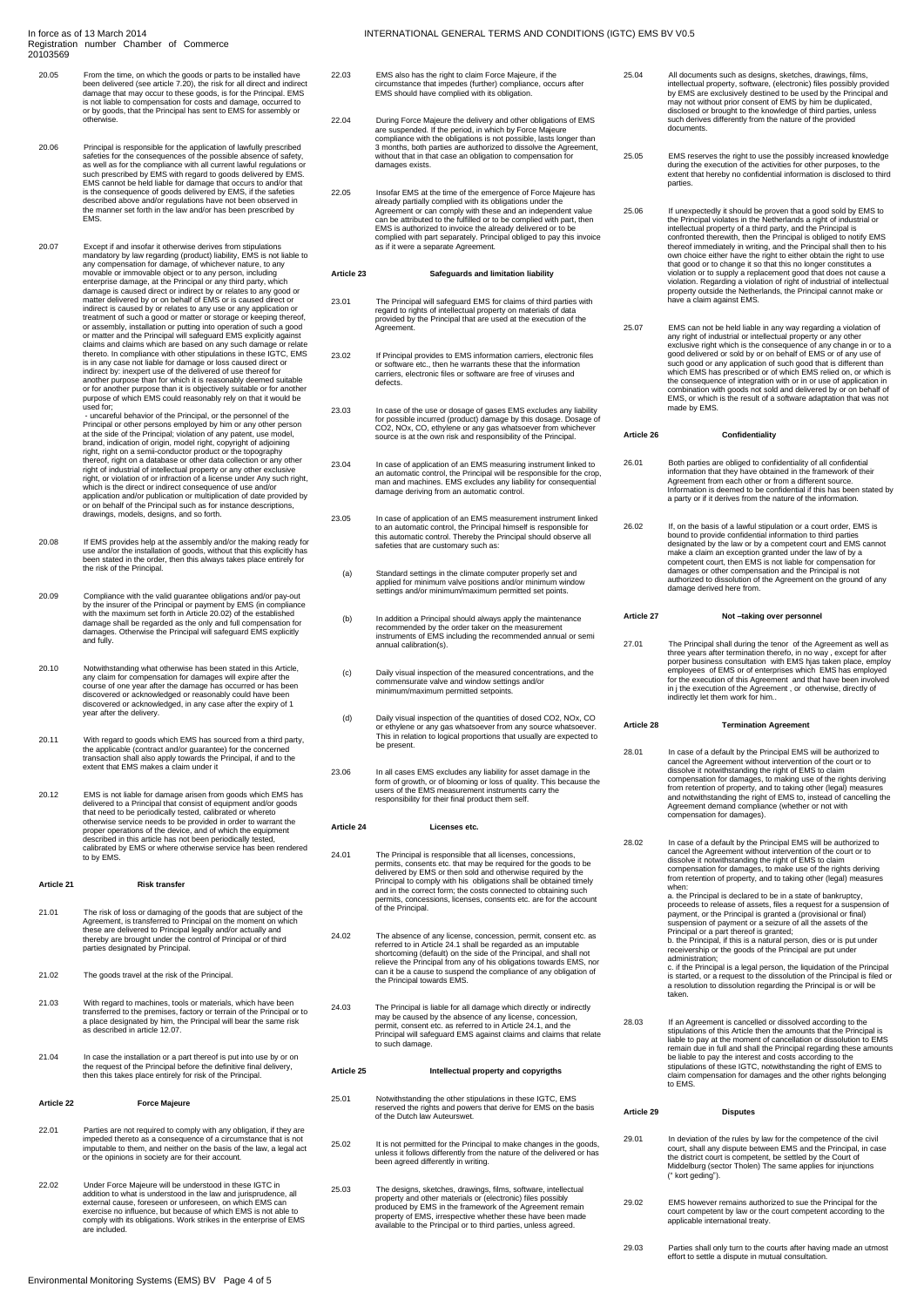20.05 From the time, on which the goods or parts to be installed have been delivered (see article 7.20), the risk for all direct and indirect damage that may occur to these goods, is for the Principal. EMS is not liable to compensation for costs and damage, occurred to or by goods, that the Principal has sent to EMS for assembly or otherwise.

20.06 Principal is responsible for the application of lawfully prescribed safeties for the consequences of the possible absence of safety, as well as for the compliance with all current lawful regulations or such prescribed by EMS with regard to goods delivered by EMS. EMS cannot be held liable for damage that occurs to and/or that is the consequence of goods delivered by EMS, if the safeties described above and/or regulations have not been observed in the manner set forth in the law and/or has been prescribed by EMS.

20.07 Except if and insofar it otherwise derives from stipulations mandatory by law regarding (product) liability, EMS is not liable to any compensation for damage, of whichever nature, to any movable or immovable object or to any person, including enterprise damage, at the Principal or any third party, which damage is caused direct or indirect by or relates to any good or matter delivered by or on behalf of EMS or is caused direct or indirect is caused by or relates to any use or any application or treatment of such a good or matter or storage or keeping thereof, or assembly, installation or putting into operation of such a good or matter and the Principal will safeguard EMS explicitly against claims and claims which are based on any such damage or relate thereto. In compliance with other stipulations in these IGTC, EMS is in any case not liable for damage or loss caused direct or indirect by: inexpert use of the delivered of use thereof for another purpose than for which it is reasonably deemed suitable or for another purpose than it is objectively suitable or for another purpose of which EMS could reasonably rely on that it would be used for;
- uncareful behavior of the Principal, or the personnel of the Principal or other persons employed by him or any other person at the side of the Principal; violation of any patent, use model, brand, indication of origin, model right, copyright of adjoining right, right on a semi-conductor product or the topography thereof, right on a database or other data collection or any other right of industrial of intellectual property or any other exclusive right, or violation of or infraction of a license under Any such right, which is the direct or indirect consequence of use and/or application and/or publication or multiplication of date provided by or on behalf of the Principal such as for instance descriptions, drawings, models, designs, and so forth.

20.08 If EMS provides help at the assembly and/or the making ready for use and/or the installation of goods, without that this explicitly has been stated in the order, then this always takes place entirely for the risk of the Principal.

20.09 Compliance with the valid guarantee obligations and/or pay-out by the insurer of the Principal or payment by EMS (in compliance with the maximum set forth in Article 20.02) of the established damage shall be regarded as the only and full compensation for damages. Otherwise the Principal will safeguard EMS explicitly and fully.

20.10 Notwithstanding what otherwise has been stated in this Article, any claim for compensation for damages will expire after the course of one year after the damage has occurred or has been discovered or acknowledged or reasonably could have been discovered or acknowledged, in any case after the expiry of 1 year after the delivery.

20.11 With regard to goods which EMS has sourced from a third party, the applicable (contract and/or guarantee) for the concerned transaction shall also apply towards the Principal, if and to the extent that EMS makes a claim under it

20.12 EMS is not liable for damage arisen from goods which EMS has delivered to a Principal that consist of equipment and/or goods that need to be periodically tested, calibrated or whereto otherwise service needs to be provided in order to warrant the proper operations of the device, and of which the equipment described in this article has not been periodically tested, calibrated by EMS or where otherwise service has been rendered to by EMS.

## Article 21 Risk transfer

21.01 The risk of loss or damaging of the goods that are subject of the Agreement, is transferred to Principal on the moment on which these are delivered to Principal legally and/or actually and thereby are brought under the control of Principal or of third parties designated by Principal.

21.02 The goods travel at the risk of the Principal.

21.03 With regard to machines, tools or materials, which have been transferred to the premises, factory or terrain of the Principal or to a place designated by him, the Principal will bear the same risk as described in article 12.07.

21.04 In case the installation or a part thereof is put into use by or on the request of the Principal before the definitive final delivery, then this takes place entirely for risk of the Principal.

## Article 22 Force Majeure

22.01 Parties are not required to comply with any obligation, if they are impeded thereto as a consequence of a circumstance that is not imputable to them, and neither on the basis of the law, a legal act or the opinions in society are for their account.

22.02 Under Force Majeure will be understood in these IGTC in addition to what is understood in the law and jurisprudence, all external cause, foreseen or unforeseen, on which EMS can exercise no influence, but because of which EMS is not able to comply with its obligations. Work strikes in the enterprise of EMS are included.

22.03 EMS also has the right to claim Force Majeure, if the circumstance that impedes (further) compliance, occurs after EMS should have complied with its obligation.

22.04 During Force Majeure the delivery and other obligations of EMS are suspended. If the period, in which by Force Majeure compliance with the obligations is not possible, lasts longer than 3 months, both parties are authorized to dissolve the Agreement, without that in that case an obligation to compensation for damages exists.

22.05 Insofar EMS at the time of the emergence of Force Majeure has already partially complied with its obligations under the Agreement or can comply with these and an independent value can be attributed to the fulfilled or to be complied with part, then EMS is authorized to invoice the already delivered or to be complied with part separately. Principal obliged to pay this invoice as if it were a separate Agreement.

## Article 23 Safeguards and limitation liability

23.01 The Principal will safeguard EMS for claims of third parties with regard to rights of intellectual property on materials of data provided by the Principal that are used at the execution of the Agreement.

23.02 If Principal provides to EMS information carriers, electronic files or software etc., then he warrants these that the information carriers, electronic files or software are free of viruses and defects.

23.03 In case of the use or dosage of gases EMS excludes any liability for possible incurred (product) damage by this dosage. Dosage of $CO_2$, NOx, CO, ethylene or any gas whatsoever from whichever source is at the own risk and responsibility of the Principal.

23.04 In case of application of an EMS measuring instrument linked to an automatic control, the Principal will be responsible for the crop, man and machines. EMS excludes any liability for consequential damage deriving from an automatic control.

23.05 In case of application of an EMS measurement instrument linked to an automatic control, the Principal himself is responsible for this automatic control. Thereby the Principal should observe all safeties that are customary such as:

(a) Standard settings in the climate computer properly set and applied for minimum valve positions and/or minimum window settings and/or minimum/maximum permitted set points.

(b) In addition a Principal should always apply the maintenance recommended by the order taker on the measurement instruments of EMS including the recommended annual or semi annual calibration(s).

(c) Daily visual inspection of the measured concentrations, and the commensurate valve and window settings and/or minimum/maximum permitted setpoints.

(d) Daily visual inspection of the quantities of dosed $CO_2$, NOx, CO or ethylene or any gas whatsoever from any source whatsoever. This in relation to logical proportions that usually are expected to be present.

23.06 In all cases EMS excludes any liability for asset damage in the form of growth, or of blooming or loss of quality. This because the users of the EMS measurement instruments carry the responsibility for their final product them self.

## Article 24 Licenses etc.

24.01 The Principal is responsible that all licenses, concessions, permits, consents etc. that may be required for the goods to be delivered by EMS or then sold and otherwise required by the Principal to comply with his obligations shall be obtained timely and in the correct form; the costs connected to obtaining such permits, concessions, licenses, consents etc. are for the account of the Principal.

24.02 The absence of any license, concession, permit, consent etc. as referred to in Article 24.1 shall be regarded as an imputable shortcoming (default) on the side of the Principal, and shall not relieve the Principal from any of his obligations towards EMS, nor can it be a cause to suspend the compliance of any obligation of the Principal towards EMS.

24.03 The Principal is liable for all damage which directly or indirectly may be caused by the absence of any license, concession, permit, consent etc. as referred to in Article 24.1, and the Principal will safeguard EMS against claims and claims that relate to such damage.

## Article 25 Intellectual property and copyrigths

25.01 Notwithstanding the other stipulations in these IGTC, EMS reserved the rights and powers that derive for EMS on the basis of the Dutch law Auteurswet.

25.02 It is not permitted for the Principal to make changes in the goods, unless it follows differently from the nature of the delivered or has been agreed differently in writing.

25.03 The designs, sketches, drawings, films, software, intellectual property and other materials or (electronic) files possibly produced by EMS in the framework of the Agreement remain property of EMS, irrespective whether these have been made available to the Principal or to third parties, unless agreed.

25.04 All documents such as designs, sketches, drawings, films, intellectual property, software, (electronic) files possibly provided by EMS are exclusively destined to be used by the Principal and may not without prior consent of EMS by him be duplicated, disclosed or brought to the knowledge of third parties, unless such derives differently from the nature of the provided documents.

25.05 EMS reserves the right to use the possibly increased knowledge during the execution of the activities for other purposes, to the extent that hereby no confidential information is disclosed to third parties.

25.06 If unexpectedly it should be proven that a good sold by EMS to the Principal violates in the Netherlands a right of industrial or intellectual property, of a third party, and the Principal is confronted therewith, then the Principal is obliged to notify EMS thereof immediately in writing, and the Principal shall then to his own choice either have the right to either obtain the right to use that good or to change it so that this no longer constitutes a violation or to supply a replacement good that does not cause a violation. Regarding a violation of right of industrial of intellectual property outside the Netherlands, the Principal cannot make or have a claim against EMS.

25.07 EMS can not be held liable in any way regarding a violation of any right of industrial or intellectual property or any other exclusive right which is the consequence of any change in or to a good delivered or sold by or on behalf of EMS or of any use of such good or any application of such good that is different than which EMS has prescribed or of which EMS relied on, or which is the consequence of integration with or in or use or application in combination with goods not sold and delivered by or on behalf of EMS, or which is the result of a software adaptation that was not made by EMS.

## Article 26 Confidentiality

26.01 Both parties are obliged to confidentiality of all confidential information that they have obtained in the framework of their Agreement from each other or from a different source. Information is deemed to be confidential if this has been stated by a party or if it derives from the nature of the information.

26.02 If, on the basis of a lawful stipulation or a court order, EMS is bound to provide confidential information to third parties designated by the law or by a competent court and EMS cannot make a claim an exception granted under the law of by a competent court, then EMS is not liable for compensation for damages or other compensation and the Principal is not authorized to dissolution of the Agreement on the ground of any damage derived here from.

## Article 27 Not –taking over personnel

27.01 The Principal shall during the tenor of the Agreement as well as three years after termination therefo, in no way , except for after porper business consultation with EMS hjas taken place, employ employees of EMS or of enterprises which EMS has employed for the execution of this Agreement and that have been involved in j the execution of the Agreement , or otherwise, directly of indirectly let them work for him..

## Article 28 Termination Agreement

28.01 In case of a default by the Principal EMS will be authorized to cancel the Agreement without intervention of the court or to dissolve it notwithstanding the right of EMS to claim compensation for damages, to making use of the rights deriving from retention of property, and to taking other (legal) measures and notwithstanding the right of EMS to, instead of cancelling the Agreement demand compliance (whether or not with compensation for damages).

28.02 In case of a default by the Principal EMS will be authorized to cancel the Agreement without intervention of the court or to dissolve it notwithstanding the right of EMS to claim compensation for damages, to make use of the rights deriving from retention of property, and to taking other (legal) measures when:
a. the Principal is declared to be in a state of bankruptcy, proceeds to release of assets, files a request for a suspension of payment, or the Principal is granted a (provisional or final) suspension of payment or a seizure of all the assets of the Principal or a part thereof is granted;
b. the Principal, if this is a natural person, dies or is put under receivership or the goods of the Principal are put under administration;
c. if the Principal is a legal person, the liquidation of the Principal is started, or a request to the dissolution of the Principal is filed or a resolution to dissolution regarding the Principal is or will be taken.

28.03 If an Agreement is cancelled or dissolved according to the stipulations of this Article then the amounts that the Principal is liable to pay at the moment of cancellation or dissolution to EMS remain due in full and shall the Principal regarding these amounts be liable to pay the interest and costs according to the stipulations of these IGTC, notwithstanding the right of EMS to claim compensation for damages and the other rights belonging to EMS.

## Article 29 Disputes

29.01 In deviation of the rules by law for the competence of the civil court, shall any dispute between EMS and the Principal, in case the district court is competent, be settled by the Court of Middelburg (sector Tholen) The same applies for injunctions (" kort geding").

29.02 EMS however remains authorized to sue the Principal for the court competent by law or the court competent according to the applicable international treaty.

29.03 Parties shall only turn to the courts after having made an utmost effort to settle a dispute in mutual consultation.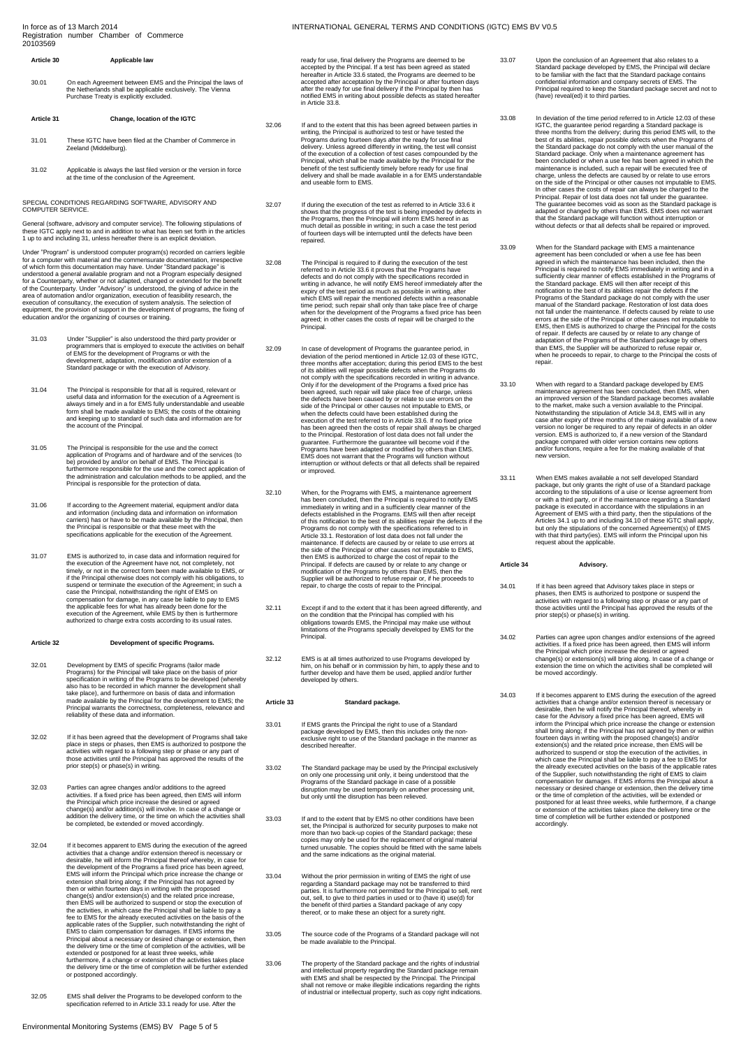## Article 30 Applicable law

30.01 On each Agreement between EMS and the Principal the laws of the Netherlands shall be applicable exclusively. The Vienna Purchase Treaty is explicitly excluded.

## Article 31 Change, location of the IGTC

31.01 These IGTC have been filed at the Chamber of Commerce in Zeeland (Middelburg).

31.02 Applicable is always the last filed version or the version in force at the time of the conclusion of the Agreement.

SPECIAL CONDITIONS REGARDING SOFTWARE, ADVISORY AND COMPUTER SERVICE.

General (software, advisory and computer service). The following stipulations of these IGTC apply next to and in addition to what has been set forth in the articles 1 up to and including 31, unless hereafter there is an explicit deviation.

Under "Program" is understood computer program(s) recorded on carriers legible for a computer with material and the commensurate documentation, irrespective of which form this documentation may have. Under "Standard package" is understood a general available program and not a Program especially designed for a Counterparty, whether or not adapted, changed or extended for the benefit of the Counterparty. Under "Advisory" is understood, the giving of advice in the area of automation and/or organization, execution of feasibility research, the execution of consultancy, the execution of system analysis. The selection of equipment, the provision of support in the development of programs, the fixing of education and/or the organizing of courses or training.

31.03 Under "Supplier" is also understood the third party provider or programmers that is employed to execute the activities on behalf of EMS for the development of Programs or with the development, adaptation, modification and/or extension of a Standard package or with the execution of Advisory.

31.04 The Principal is responsible for that all is required, relevant or useful data and information for the execution of a Agreement is always timely and in a for EMS fully understandable and useable form shall be made available to EMS; the costs of the obtaining and keeping up to standard of such data and information are for the account of the Principal.

31.05 The Principal is responsible for the use and the correct application of Programs and of hardware and of the services (to be) provided by and/or on behalf of EMS. The Principal is furthermore responsible for the use and the correct application of the administration and calculation methods to be applied, and the Principal is responsible for the protection of data.

31.06 If according to the Agreement material, equipment and/or data and information (including data and information on information carriers) has or have to be made available by the Principal, then the Principal is responsible or that these meet with the specifications applicable for the execution of the Agreement.

31.07 EMS is authorized to, in case data and information required for the execution of the Agreement have not, not completely, not timely, or not in the correct form been made available to EMS, or if the Principal otherwise does not comply with his obligations, to suspend or terminate the execution of the Agreement; in such a case the Principal, notwithstanding the right of EMS on compensation for damage, in any case be liable to pay to EMS the applicable fees for what has already been done for the execution of the Agreement, while EMS by then is furthermore authorized to charge extra costs according to its usual rates.

## Article 32 Development of specific Programs.

32.01 Development by EMS of specific Programs (tailor made Programs) for the Principal will take place on the basis of prior specification in writing of the Programs to be developed (whereby also has to be recorded in which manner the development shall take place), and furthermore on basis of data and information made available by the Principal for the development to EMS; the Principal warrants the correctness, completeness, relevance and reliability of these data and information.

32.02 If it has been agreed that the development of Programs shall take place in steps or phases, then EMS is authorized to postpone the activities with regard to a following step or phase or any part of those activities until the Principal has approved the results of the prior step(s) or phase(s) in writing.

32.03 Parties can agree changes and/or additions to the agreed activities. If a fixed price has been agreed, then EMS will inform the Principal which price increase the desired or agreed change(s) and/or addition(s) will involve. In case of a change or addition the delivery time, or the time on which the activities shall be completed, be extended or moved accordingly.

32.04 If it becomes apparent to EMS during the execution of the agreed activities that a change and/or extension thereof is necessary or desirable, then he will inform the Principal thereof whereby, in case for the development of the Programs a fixed price has been agreed, EMS will inform the Principal which price increase the change or extension shall bring along; if the Principal has not agreed by then or within fourteen days in writing with the proposed change(s) and/or extension(s) and the related price increase, then EMS will be authorized to suspend or stop the execution of the activities, in which case the Principal shall be liable to pay a fee to EMS for the already executed activities on the basis of the applicable rates of the Supplier, such notwithstanding the right of EMS to claim compensation for damages. If EMS informs the Principal about a necessary or desired change or extension, then the delivery time or the time of completion of the activities, will be extended or postponed for at least three weeks, while furthermore, if a change or extension of the activities takes place the delivery time or the time of completion will be further extended or postponed accordingly.

32.05 EMS shall deliver the Programs to be developed conform to the specification referred to in Article 33.1 ready for use. After the ready for use, final delivery the Programs are deemed to be accepted by the Principal. If a test has been agreed as stated hereafter in Article 33.6 stated, the Programs are deemed to be accepted after acceptation by the Principal or after fourteen days after the ready for use final delivery if the Principal by then has notified EMS in writing about possible defects as stated hereafter in Article 33.8.

32.06 If and to the extent that this has been agreed between parties in writing, the Principal is authorized to test or have tested the Programs during fourteen days after the ready for use final delivery. Unless agreed differently in writing, the test will consist of the execution of a collection of test cases compounded by the Principal, which shall be made available by the Principal for the benefit of the test sufficiently timely before ready for use final delivery and shall be made available in a for EMS understandable and useable form to EMS.

32.07 If during the execution of the test as referred to in Article 33.6 it shows that the progress of the test is being impeded by defects in the Programs, then the Principal will inform EMS hereof in as much detail as possible in writing; in such a case the test period of fourteen days will be interrupted until the defects have been repaired.

32.08 The Principal is required to if during the execution of the test referred to in Article 33.6 it proves that the Programs have defects and do not comply with the specifications recorded in writing in advance, he will notify EMS hereof immediately after the expiry of the test period as much as possible in writing, after which EMS will repair the mentioned defects within a reasonable time period; such repair shall only than take place free of charge when for the development of the Programs a fixed price has been agreed; in other cases the costs of repair will be charged to the Principal.

32.09 In case of development of Programs the guarantee period, in deviation of the period mentioned in Article 12.03 of these IGTC, three months after acceptation; during this period EMS to the best of its abilities will repair possible defects when the Programs do not comply with the specifications recorded in writing in advance. Only if for the development of the Programs a fixed price has been agreed, such repair will take place free of charge, unless the defects have been caused by or relate to use errors on the side of the Principal or other causes not imputable to EMS, or when the defects could have been established during the execution of the test referred to in Article 33.6. If no fixed price has been agreed then the costs of repair shall always be charged to the Principal. Restoration of lost data does not fall under the guarantee. Furthermore the guarantee will become void if the Programs have been adapted or modified by others than EMS. EMS does not warrant that the Programs will function without interruption or without defects or that all defects shall be repaired or improved.

32.10 When, for the Programs with EMS, a maintenance agreement has been concluded, then the Principal is required to notify EMS immediately in writing and in a sufficiently clear manner of the defects established in the Programs. EMS will then after receipt of this notification to the best of its abilities repair the defects if the Programs do not comply with the specifications referred to in Article 33.1. Restoration of lost data does not fall under the maintenance. If defects are caused by or relate to use errors at the side of the Principal or other causes not imputable to EMS, then EMS is authorized to charge the cost of repair to the Principal. If defects are caused by or relate to any change or modification of the Programs by others than EMS, then the Supplier will be authorized to refuse repair or, if he proceeds to repair, to charge the costs of repair to the Principal.

32.11 Except if and to the extent that it has been agreed differently, and on the condition that the Principal has complied with his obligations towards EMS, the Principal may make use without limitations of the Programs specially developed by EMS for the Principal.

32.12 EMS is at all times authorized to use Programs developed by him, on his behalf or in commission by him, to apply these and to further develop and have them be used, applied and/or further developed by others.

## Article 33 Standard package.

33.01 If EMS grants the Principal the right to use of a Standard package developed by EMS, then this includes only the non-exclusive right to use of the Standard package in the manner as described hereafter.

33.02 The Standard package may be used by the Principal exclusively on only one processing unit only, it being understood that the Programs of the Standard package in case of a possible disruption may be used temporarily on another processing unit, but only until the disruption has been relieved.

33.03 If and to the extent that by EMS no other conditions have been set, the Principal is authorized for security purposes to make not more than two back-up copies of the Standard package; these copies may only be used for the replacement of original material turned unusable. The copies should be fitted with the same labels and the same indications as the original material.

33.04 Without the prior permission in writing of EMS the right of use regarding a Standard package may not be transferred to third parties. It is furthermore not permitted for the Principal to sell, rent out, sell, to give to third parties in used or to (have it) use(d) for the benefit of third parties a Standard package of any copy thereof, or to make these an object for a surety right.

33.05 The source code of the Programs of a Standard package will not be made available to the Principal.

33.06 The property of the Standard package and the rights of industrial and intellectual property regarding the Standard package remain with EMS and shall be respected by the Principal. The Principal shall not remove or make illegible indications regarding the rights of industrial or intellectual property, such as copy right indications.

33.07 Upon the conclusion of an Agreement that also relates to a Standard package developed by EMS, the Principal will declare to be familiar with the fact that the Standard package contains confidential information and company secrets of EMS. The Principal required to keep the Standard package secret and not to (have) reveal(ed) it to third parties.

33.08 In deviation of the time period referred to in Article 12.03 of these IGTC, the guarantee period regarding a Standard package is three months from the delivery; during this period EMS will, to the best of its abilities, repair possible defects when the Programs of the Standard package do not comply with the user manual of the Standard package. Only when a maintenance agreement has been concluded or when a use fee has been agreed in which the maintenance is included, such a repair will be executed free of charge, unless the defects are caused by or relate to use errors on the side of the Principal or other causes not imputable to EMS. In other cases the costs of repair can always be charged to the Principal. Repair of lost data does not fall under the guarantee. The guarantee becomes void as soon as the Standard package is adapted or changed by others than EMS. EMS does not warrant that the Standard package will function without interruption or without defects or that all defects shall be repaired or improved.

33.09 When for the Standard package with EMS a maintenance agreement has been concluded or when a use fee has been agreed in which the maintenance has been included, then the Principal is required to notify EMS immediately in writing and in a sufficiently clear manner of effects established in the Programs of the Standard package. EMS will then after receipt of this notification to the best of its abilities repair the defects if the Programs of the Standard package do not comply with the user manual of the Standard package. Restoration of lost data does not fall under the maintenance. If defects can be related to use errors at the side of the Principal or other causes not imputable to EMS, then EMS is authorized to charge the Principal for the costs of repair. If defects are caused by or relate to any change of adaptation of the Programs of the Standard package by others than EMS, the Supplier will be authorized to refuse repair or, when he proceeds to repair, to charge to the Principal the costs of repair.

33.10 When with regard to a Standard package developed by EMS maintenance agreement has been concluded, then EMS, when an improved version of the Standard package becomes available to the market, make such a version available to the Principal. Notwithstanding the stipulation of Article 34.8, EMS will in any case after expiry of three months of the making available of a new version no longer be required to any repair of defects in an older version. EMS is authorized to, if a new version of the Standard package compared with older version contains new options and/or functions, require a fee for the making available of that new version.

33.11 When EMS makes available a not self developed Standard package, but only grants the right of use of a Standard package according to the stipulations of a uise or license agreement from or with a third party, or if the maintenance regarding a Standard package is executed in accordance with the stipulations in an Agreement of EMS with a third party, then the stipulations of the Articles 34.1 up to and including 34.10 of these IGTC shall apply, but only the stipulations of the concerned Agreement(s) of EMS with that third party(ies). EMS will inform the Principal upon his request about the applicable.

## Article 34 Advisory.

34.01 If it has been agreed that Advisory takes place in steps or phases, then EMS is authorized to postpone or suspend the activities with regard to a following step or phase or any part of those activities until the Principal has approved the results of the prior step(s) or phase(s) in writing.

34.02 Parties can agree upon changes and/or extensions of the agreed activities. If a fixed price has been agreed, then EMS will inform the Principal which price increase the desired or agreed change(s) or extension(s) will bring along. In case of a change or extension the time on which the activities shall be completed will be moved accordingly.

34.03 If it becomes apparent to EMS during the execution of the agreed activities that a change and/or extension thereof is necessary or desirable, then he will notify the Principal thereof, whereby in case for the Advisory a fixed price has been agreed, EMS will inform the Principal which price increase the change or extension shall bring along; if the Principal has not agreed by then or within fourteen days in writing with the proposed change(s) and/or extension(s) and the related price increase, then EMS will be authorized to suspend or stop the execution of the activities, in which case the Principal shall be liable to pay a fee to EMS for the already executed activities on the basis of the applicable rates of the Supplier, such notwithstanding the right of EMS to claim compensation for damages. If EMS informs the Principal about a necessary or desired change or extension, then the delivery time or the time of completion of the activities, will be extended or postponed for at least three weeks, while furthermore, if a change or extension of the activities takes place the delivery time or the time of completion will be further extended or postponed accordingly.